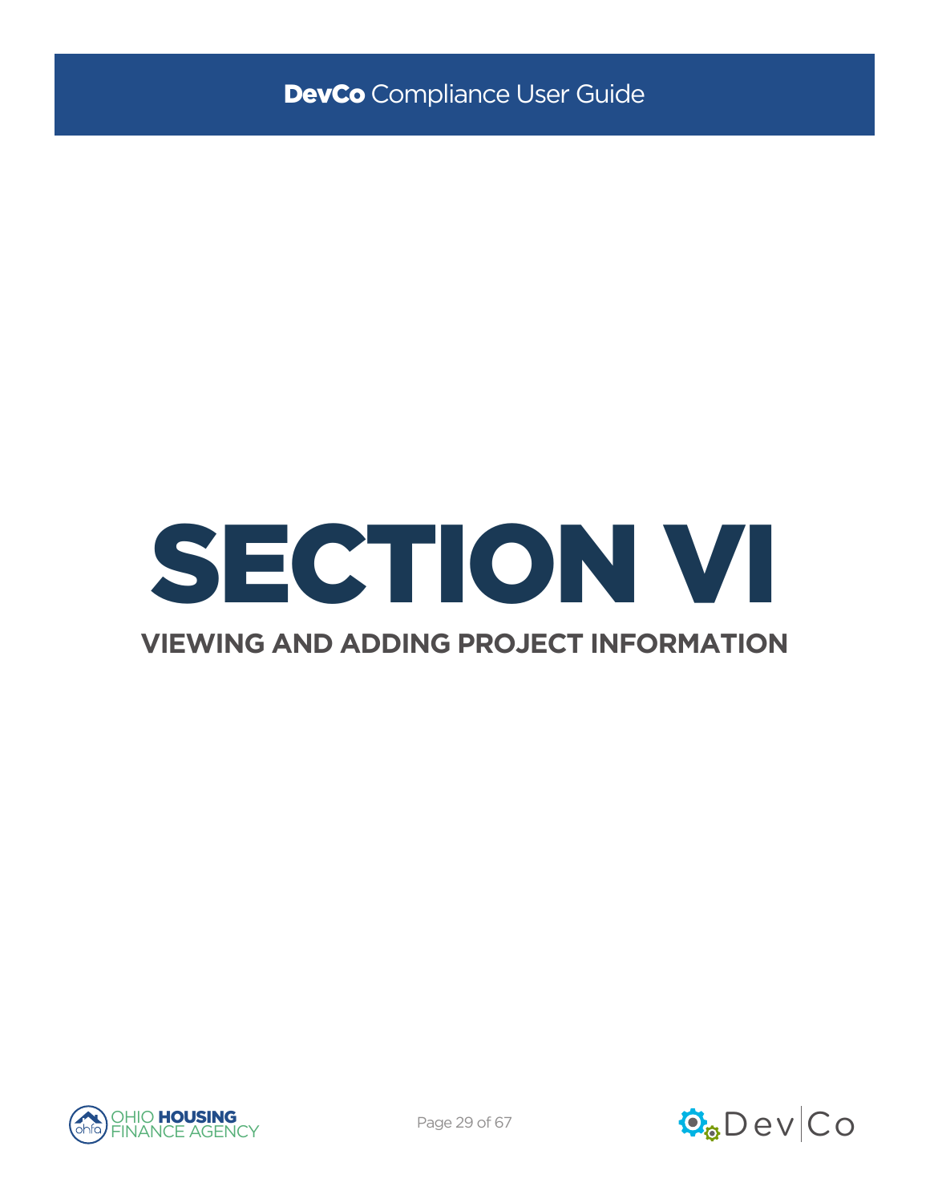# SECTION VI

## VIEWING AND ADDING PROJECT INFORMATION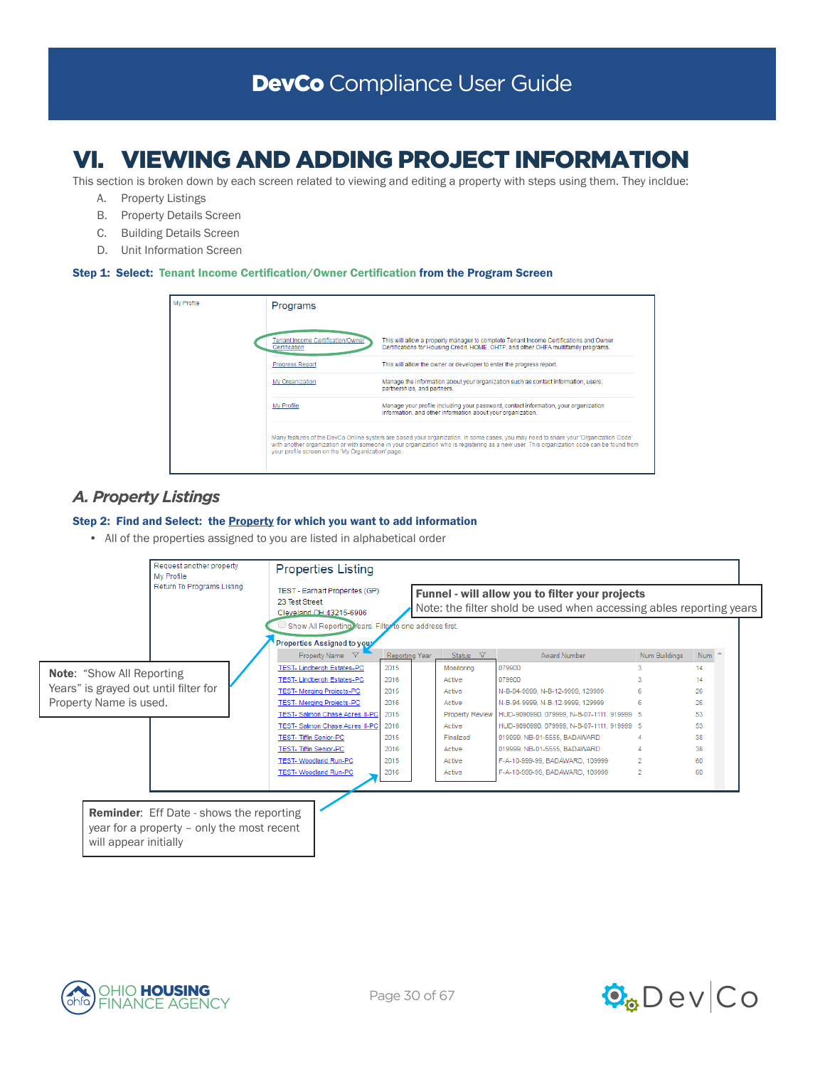# VI. VIEWING AND ADDING PROJECT INFORMATION

This section is broken down by each screen related to viewing and editing a property with steps using them. They inclclude:

A. Property Listings
B. Property Details Screen
C. Building Details Screen
D. Unit Information Screen

**Step 1: Select: Tenant Income Certification/Owner Certification from the Program Screen**

My Profile

Programs

| | |
|---|---|
| Tenant Income Certification/Owner Certification | This will allow a property manager to complete Tenant Income Certifications and Owner Certifications for Housing Credit, HOME, OHTF, and other OHFA multifamily programs. |
| Progress Report | This will allow the owner or developer to enter the progress report. |
| My Organization | Manage the information about your organization such as contact information, users, partnerships, and partners. |
| My Profile | Manage your profile including your password, contact information, your organization information, and other information about your organization. |

Many features of the DevCo Online system are based your organization. In some cases, you may need to share your 'Organization Code' with another organization or with someone in your organization who is registering as a new user. This organization code can be found from your profile screen on the 'My Organization' page.

## A. Property Listings

**Step 2: Find and Select: the Property for which you want to add information**

- All of the properties assigned to you are listed in alphabetical order

Request another property
My Profile
Return To Programs Listing

Properties Listing

TEST - Earhart Properties (GP)
23 Test Street
Cleveland OH 43215-6906

Show All Reporting Years. Filter to one address first.

Properties Assigned to you

| Property Name | Reporting Year | Status | Award Number | Num Buildings | Num |
|---|---|---|---|---|---|
| TEST- Lindbergh Estates-PC | 2015 | Monitoring | 079900 | 3 | 14 |
| TEST- Lindbergh Estates-PC | 2016 | Active | 079900 | 3 | 14 |
| TEST- Merging Projects-PC | 2015 | Active | N-B-94-9999, N-B-12-9999, 129999 | 6 | 26 |
| TEST- Merging Projects-PC | 2016 | Active | N-B-94-9999, N-B-12-9999, 129999 | 6 | 26 |
| TEST- Salmon Chase Acres II-PC | 2015 | Property Review | HUD-9090990, 079999, N-B-07-1111, 919999 | 5 | 53 |
| TEST- Salmon Chase Acres II-PC | 2016 | Active | HUD-9090990, 079999, N-B-07-1111, 919999 | 5 | 53 |
| TEST- Tiffin Senior-PC | 2015 | Finalized | 019999, NB-01-5555, BADAWARD | 4 | 38 |
| TEST- Tiffin Senior-PC | 2016 | Active | 019999, NB-01-5555, BADAWARD | 4 | 38 |
| TEST- Woodland Run-PC | 2015 | Active | F-A-10-999-99, BADAWARD, 109999 | 2 | 60 |
| TEST- Woodland Run-PC | 2016 | Active | F-A-10-999-99, BADAWARD, 109999 | 2 | 60 |

**Funnel - will allow you to filter your projects**
Note: the filter shold be used when accessing ables reporting years

**Note**: "Show All Reporting Years" is grayed out until filter for Property Name is used.

**Reminder**: Eff Date - shows the reporting year for a property – only the most recent will appear initially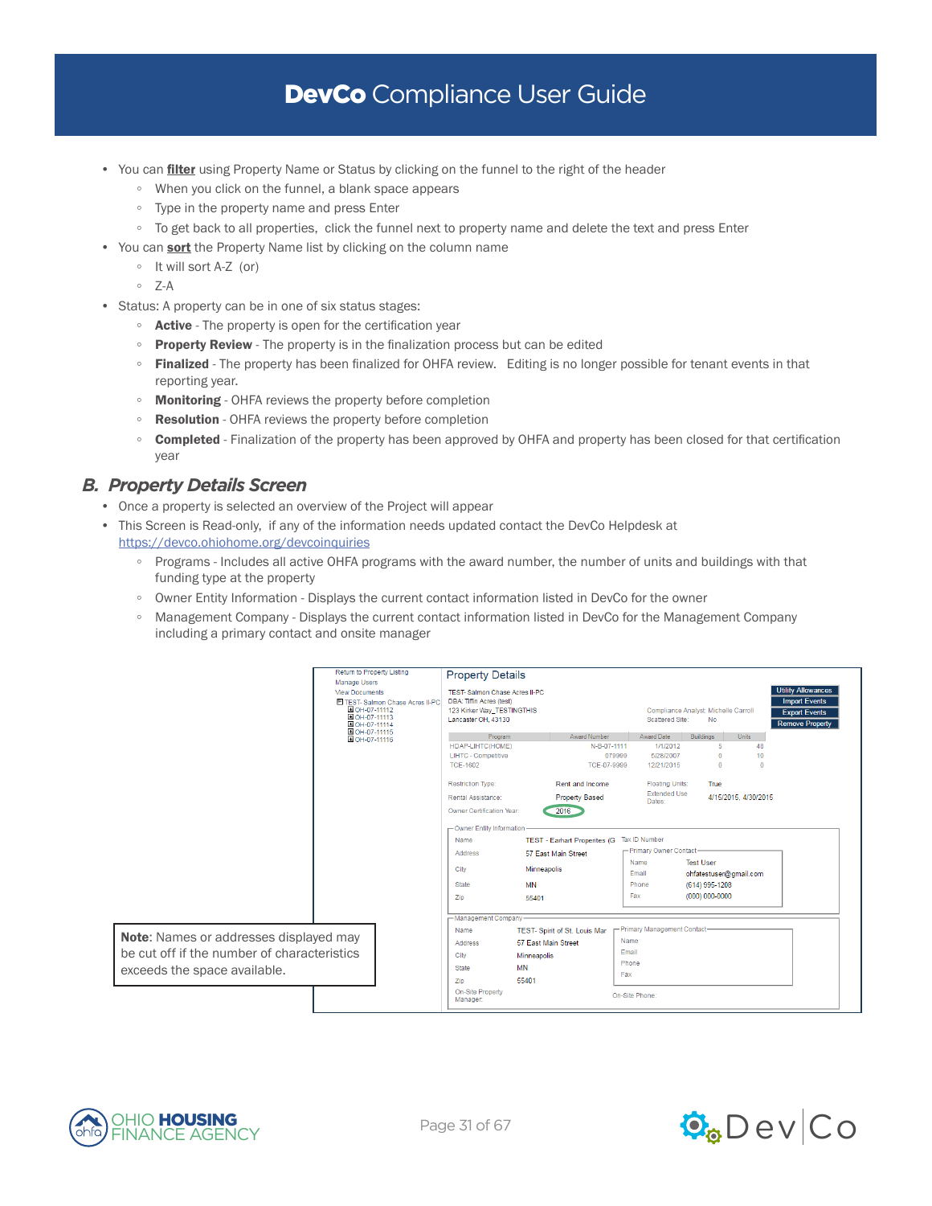- You can **filter** using Property Name or Status by clicking on the funnel to the right of the header
  - When you click on the funnel, a blank space appears
  - Type in the property name and press Enter
  - To get back to all properties, click the funnel next to property name and delete the text and press Enter
- You can **sort** the Property Name list by clicking on the column name
  - It will sort A-Z (or)
  - Z-A
- Status: A property can be in one of six status stages:
  - **Active** - The property is open for the certification year
  - **Property Review** - The property is in the finalization process but can be edited
  - **Finalized** - The property has been finalized for OHFA review. Editing is no longer possible for tenant events in that reporting year.
  - **Monitoring** - OHFA reviews the property before completion
  - **Resolution** - OHFA reviews the property before completion
  - **Completed** - Finalization of the property has been approved by OHFA and property has been closed for that certification year

## *B. Property Details Screen*

- Once a property is selected an overview of the Project will appear
- This Screen is Read-only, if any of the information needs updated contact the DevCo Helpdesk at https://devco.ohiohome.org/devcoinquiries
  - Programs - Includes all active OHFA programs with the award number, the number of units and buildings with that funding type at the property
  - Owner Entity Information - Displays the current contact information listed in DevCo for the owner
  - Management Company - Displays the current contact information listed in DevCo for the Management Company including a primary contact and onsite manager

**Note**: Names or addresses displayed may be cut off if the number of characteristics exceeds the space available.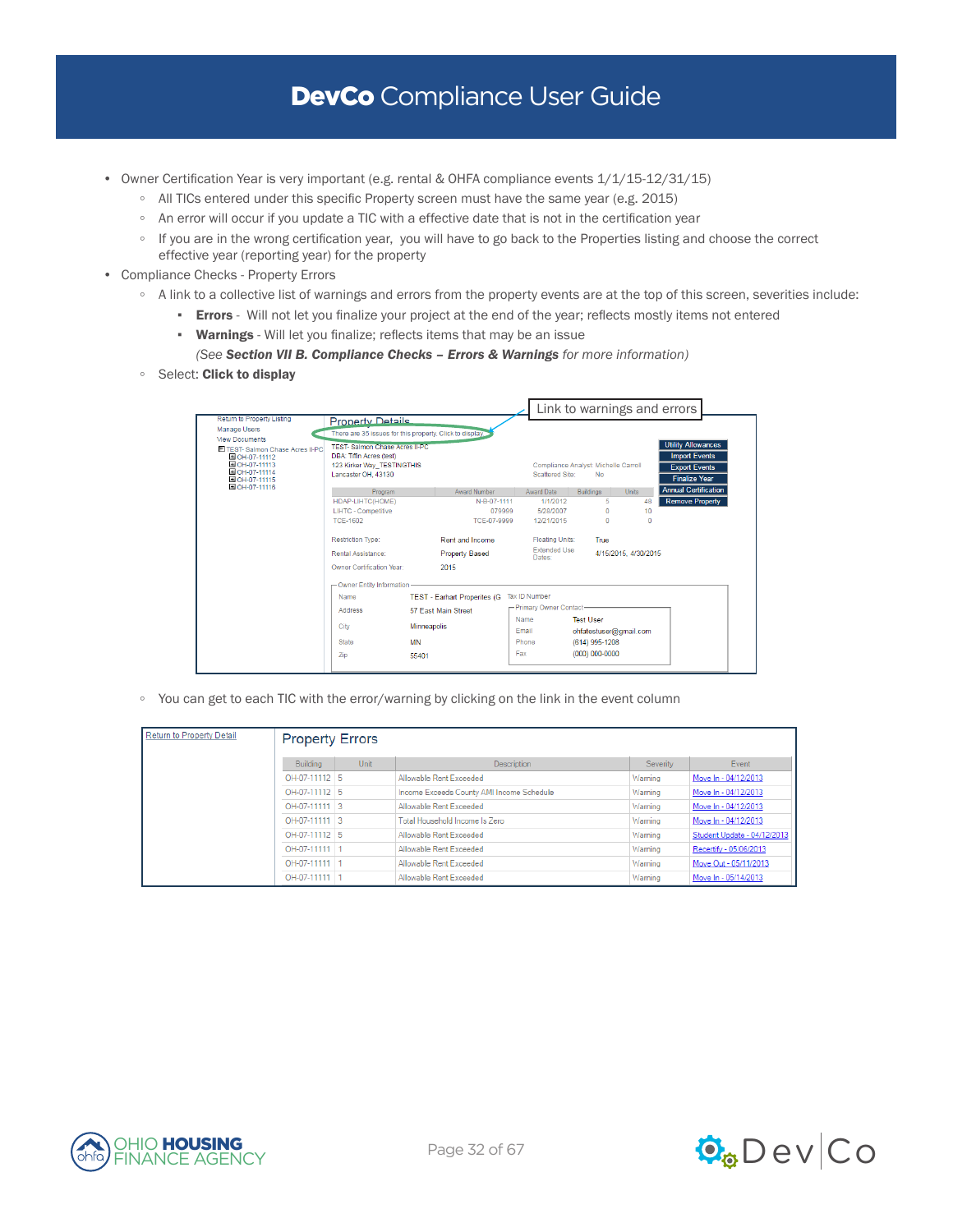- Owner Certification Year is very important (e.g. rental & OHFA compliance events 1/1/15-12/31/15)
  - All TICs entered under this specific Property screen must have the same year (e.g. 2015)
  - An error will occur if you update a TIC with a effective date that is not in the certification year
  - If you are in the wrong certification year, you will have to go back to the Properties listing and choose the correct effective year (reporting year) for the property
- Compliance Checks - Property Errors
  - A link to a collective list of warnings and errors from the property events are at the top of this screen, severities include:
    - **Errors** - Will not let you finalize your project at the end of the year; reflects mostly items not entered
    - **Warnings** - Will let you finalize; reflects items that may be an issue

      *(See **Section VII B. Compliance Checks – Errors & Warnings** for more information)*
  - Select: **Click to display**

Link to warnings and errors

  - You can get to each TIC with the error/warning by clicking on the link in the event column

Return to Property Detail

**Property Errors**

| Building | Unit | Description | Severity | Event |
|---|---|---|---|---|
| OH-07-11112 | 5 | Allowable Rent Exceeded | Warning | Move In - 04/12/2013 |
| OH-07-11112 | 5 | Income Exceeds County AMI Income Schedule | Warning | Move In - 04/12/2013 |
| OH-07-11111 | 3 | Allowable Rent Exceeded | Warning | Move In - 04/12/2013 |
| OH-07-11111 | 3 | Total Household Income Is Zero | Warning | Move In - 04/12/2013 |
| OH-07-11112 | 5 | Allowable Rent Exceeded | Warning | Student Update - 04/12/2013 |
| OH-07-11111 | 1 | Allowable Rent Exceeded | Warning | Recertify - 05/06/2013 |
| OH-07-11111 | 1 | Allowable Rent Exceeded | Warning | Move Out - 05/11/2013 |
| OH-07-11111 | 1 | Allowable Rent Exceeded | Warning | Move In - 05/14/2013 |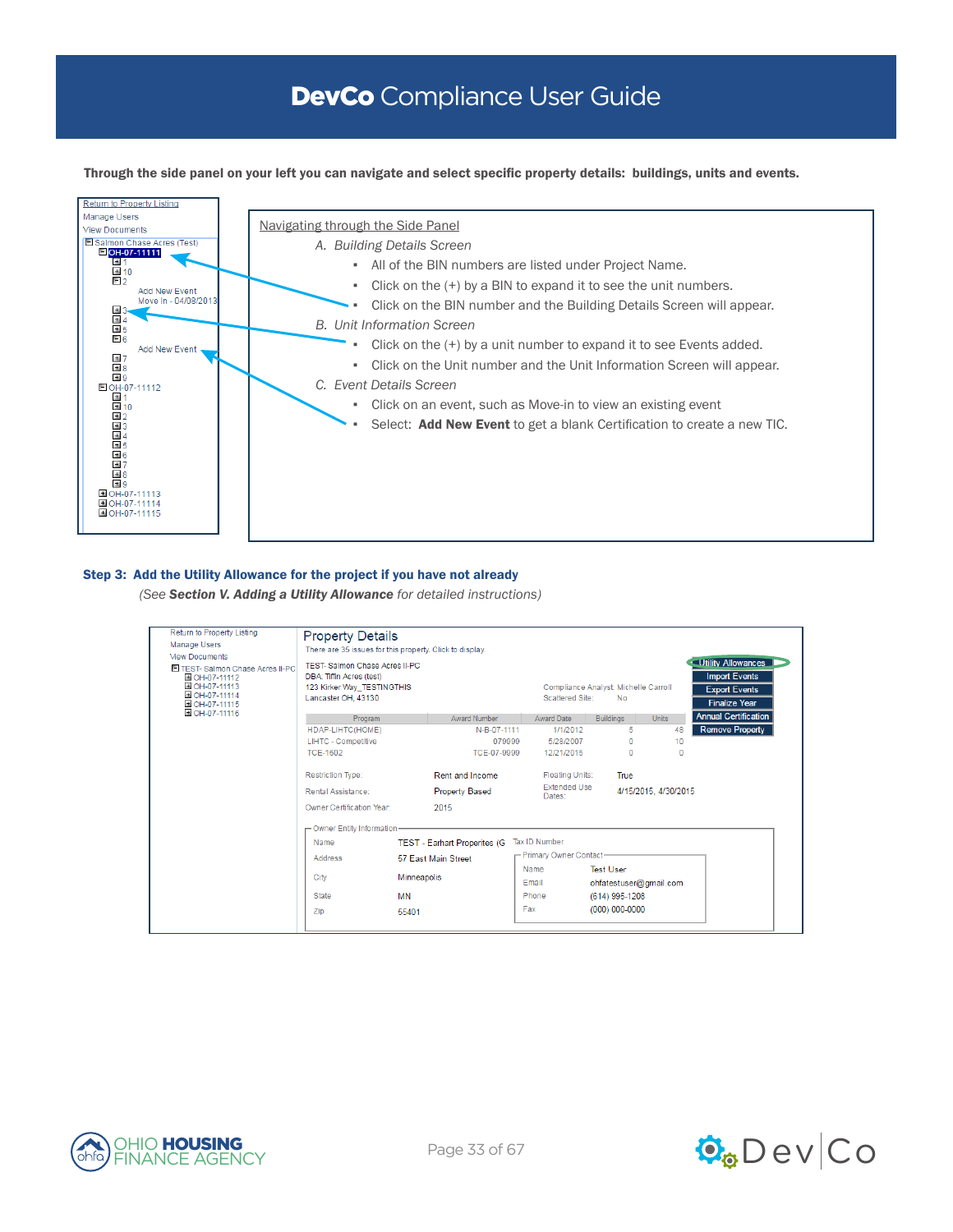Through the side panel on your left you can navigate and select specific property details: buildings, units and events.

Navigating through the Side Panel

A. *Building Details Screen*
   - All of the BIN numbers are listed under Project Name.
   - Click on the (+) by a BIN to expand it to see the unit numbers.
   - Click on the BIN number and the Building Details Screen will appear.

B. *Unit Information Screen*
   - Click on the (+) by a unit number to expand it to see Events added.
   - Click on the Unit number and the Unit Information Screen will appear.

C. *Event Details Screen*
   - Click on an event, such as Move-in to view an existing event
   - Select: **Add New Event** to get a blank Certification to create a new TIC.

**Step 3: Add the Utility Allowance for the project if you have not already**

*(See **Section V. Adding a Utility Allowance** for detailed instructions)*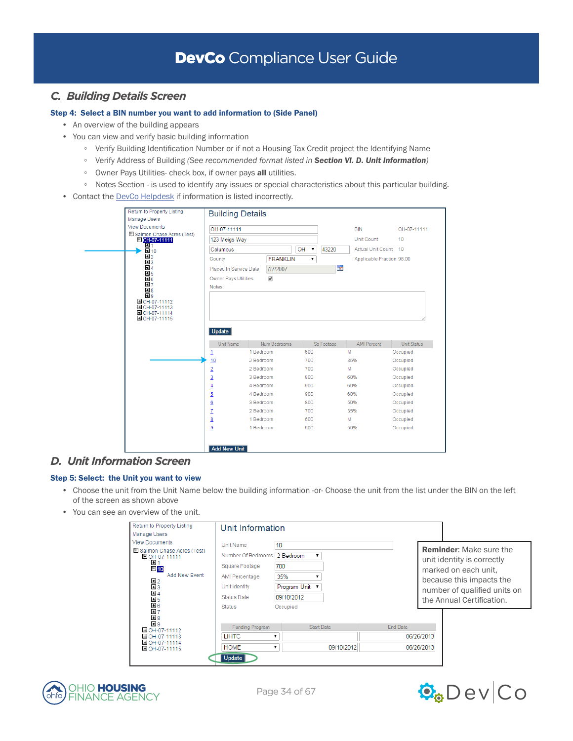## C. Building Details Screen

**Step 4: Select a BIN number you want to add information to (Side Panel)**

- An overview of the building appears
- You can view and verify basic building information
    - Verify Building Identification Number or if not a Housing Tax Credit project the Identifying Name
    - Verify Address of Building *(See recommended format listed in* ***Section VI. D. Unit Information****)*
    - Owner Pays Utilities- check box, if owner pays **all** utilities.
    - Notes Section - is used to identify any issues or special characteristics about this particular building.
- Contact the DevCo Helpdesk if information is listed incorrectly.

Return to Property Listing
Manage Users
View Documents
Salmon Chase Acres (Test)
OH-07-11111
1
10
2
3
4
5
6
7
8
9
OH-07-11112
OH-07-11113
OH-07-11114
OH-07-11115

Building Details

OH-07-11111
123 Meigs Way
Columbus OH 43220
County FRANKLIN
Placed In Service Date 7/7/2007
Owner Pays Utilities ☑
Notes:

BIN OH-07-11111
Unit Count 10
Actual Unit Count 10
Applicable Fraction 98.00

Update

| Unit Name | Num Bedrooms | Sq Footage | AMI Percent | Unit Status |
|---|---|---|---|---|
| 1 | 1 Bedroom | 600 | M | Occupied |
| 10 | 2 Bedroom | 700 | 35% | Occupied |
| 2 | 2 Bedroom | 700 | M | Occupied |
| 3 | 3 Bedroom | 800 | 60% | Occupied |
| 4 | 4 Bedroom | 900 | 60% | Occupied |
| 5 | 4 Bedroom | 900 | 60% | Occupied |
| 6 | 3 Bedroom | 800 | 50% | Occupied |
| 7 | 2 Bedroom | 700 | 35% | Occupied |
| 8 | 1 Bedroom | 600 | M | Occupied |
| 9 | 1 Bedroom | 600 | 50% | Occupied |

Add New Unit

## D. Unit Information Screen

**Step 5: Select: the Unit you want to view**

- Choose the unit from the Unit Name below the building information -or- Choose the unit from the list under the BIN on the left of the screen as shown above
- You can see an overview of the unit.

Return to Property Listing
Manage Users
View Documents
Salmon Chase Acres (Test)
OH-07-11111
1
10
Add New Event
2
3
4
5
6
7
8
9
OH-07-11112
OH-07-11113
OH-07-11114
OH-07-11115

Unit Information

Unit Name: 10
Number Of Bedrooms: 2 Bedroom
Square Footage: 700
AMI Percentage: 35%
Unit Identity: Program Unit
Status Date: 09/10/2012
Status: Occupied

| Funding Program | Start Date | End Date |
|---|---|---|
| LIHTC | | 06/26/2013 |
| HOME | 09/10/2012 | 06/26/2013 |

Update

**Reminder**: Make sure the unit identity is correctly marked on each unit, because this impacts the number of qualified units on the Annual Certification.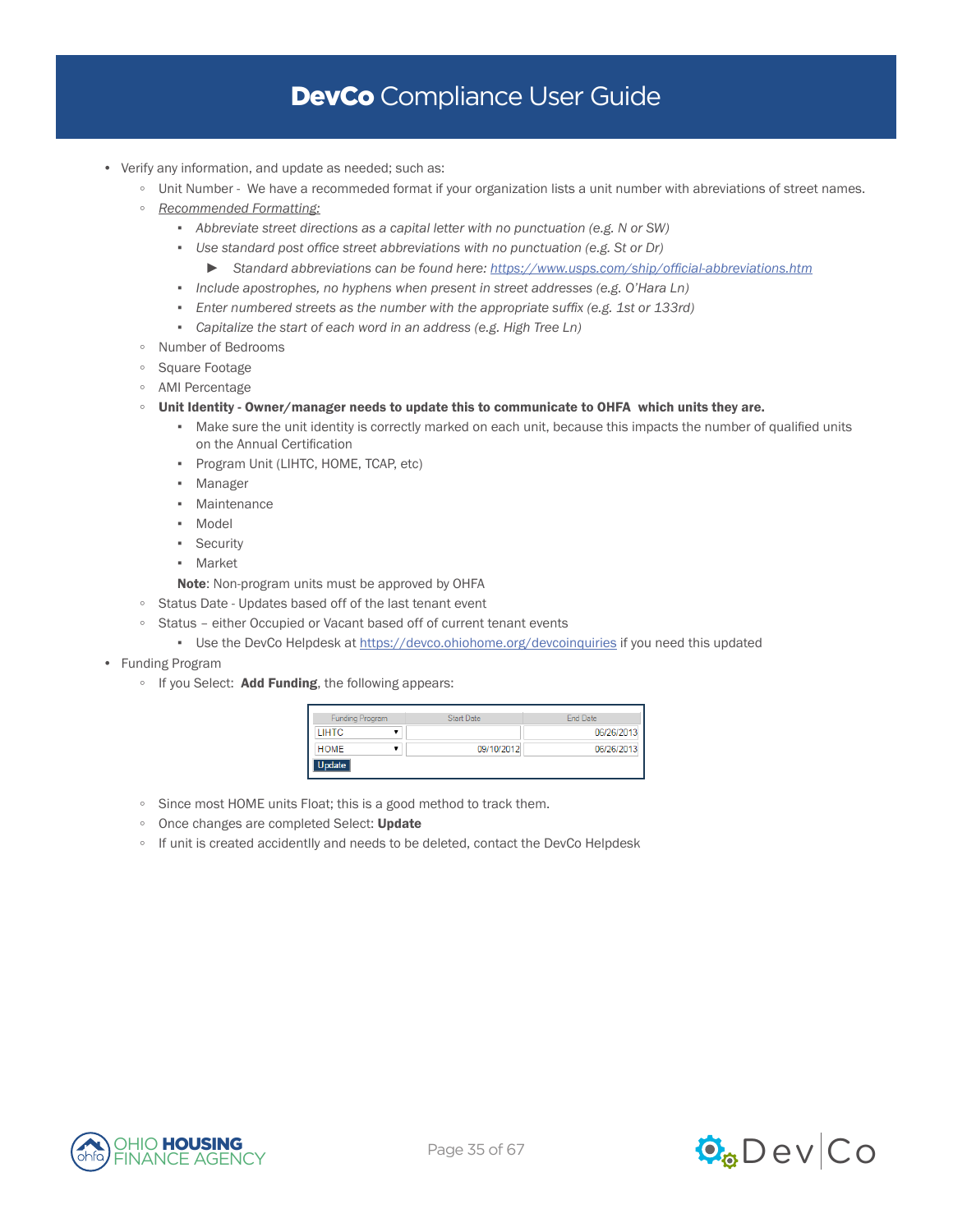- Verify any information, and update as needed; such as:
  - Unit Number - We have a recommended format if your organization lists a unit number with abreviations of street names.
  - <u>*Recommended Formatting:*</u>
    - *Abbreviate street directions as a capital letter with no punctuation (e.g. N or SW)*
    - *Use standard post office street abbreviations with no punctuation (e.g. St or Dr)*
      - ► *Standard abbreviations can be found here: https://www.usps.com/ship/official-abbreviations.htm*
    - *Include apostrophes, no hyphens when present in street addresses (e.g. O'Hara Ln)*
    - *Enter numbered streets as the number with the appropriate suffix (e.g. 1st or 133rd)*
    - *Capitalize the start of each word in an address (e.g. High Tree Ln)*
  - Number of Bedrooms
  - Square Footage
  - AMI Percentage
  - **Unit Identity - Owner/manager needs to update this to communicate to OHFA which units they are.**
    - Make sure the unit identity is correctly marked on each unit, because this impacts the number of qualified units on the Annual Certification
    - Program Unit (LIHTC, HOME, TCAP, etc)
    - Manager
    - Maintenance
    - Model
    - Security
    - Market

    **Note**: Non-program units must be approved by OHFA
  - Status Date - Updates based off of the last tenant event
  - Status – either Occupied or Vacant based off of current tenant events
    - Use the DevCo Helpdesk at https://devco.ohiohome.org/devcoinquiries if you need this updated
- Funding Program
  - If you Select: **Add Funding**, the following appears:

| Funding Program | Start Date | End Date |
|---|---|---|
| LIHTC | | 06/26/2013 |
| HOME | 09/10/2012 | 06/26/2013 |

Update

  - Since most HOME units Float; this is a good method to track them.
  - Once changes are completed Select: **Update**
  - If unit is created accidentlly and needs to be deleted, contact the DevCo Helpdesk